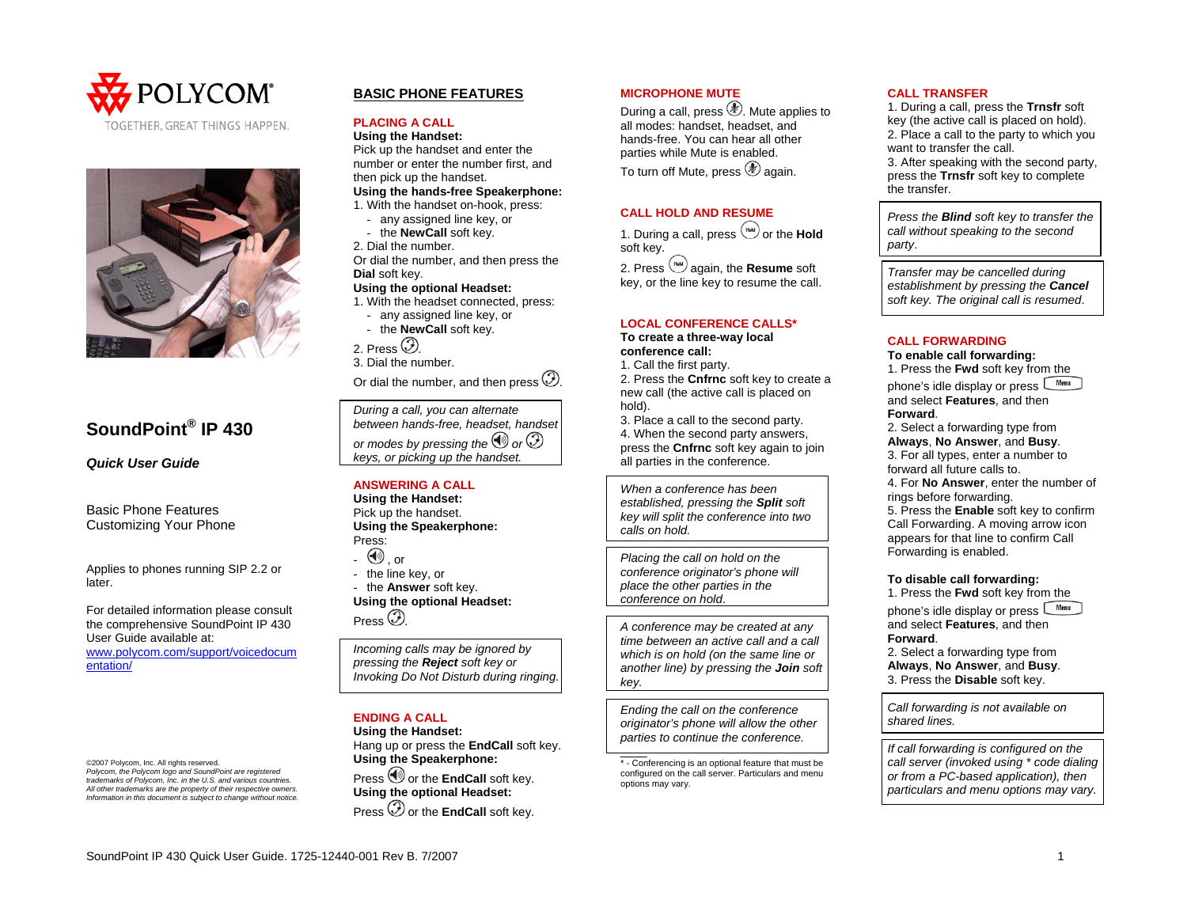# POLYCOM

TOGETHER, GREAT THINGS HAPPEN.

## SoundPoint® IP 430

***Quick User Guide***

Basic Phone Features
Customizing Your Phone

Applies to phones running SIP 2.2 or later.

For detailed information please consult the comprehensive SoundPoint IP 430 User Guide available at:
www.polycom.com/support/voicedocumentation/

©2007 Polycom, Inc. All rights reserved.
*Polycom, the Polycom logo and SoundPoint are registered trademarks of Polycom, Inc. in the U.S. and various countries.*
*All other trademarks are the property of their respective owners.*
*Information in this document is subject to change without notice.*

## BASIC PHONE FEATURES

### PLACING A CALL

**Using the Handset:**
Pick up the handset and enter the number or enter the number first, and then pick up the handset.

**Using the hands-free Speakerphone:**
1. With the handset on-hook, press:
   - any assigned line key, or
   - the **NewCall** soft key.
2. Dial the number.

Or dial the number, and then press the **Dial** soft key.

**Using the optional Headset:**
1. With the headset connected, press:
   - any assigned line key, or
   - the **NewCall** soft key.
2. Press (headset key).
3. Dial the number.

Or dial the number, and then press (headset key).

> *During a call, you can alternate between hands-free, headset, handset or modes by pressing the (speaker key) or (headset key) keys, or picking up the handset.*

### ANSWERING A CALL

**Using the Handset:**
Pick up the handset.

**Using the Speakerphone:**
Press:
- (speaker key), or
- the line key, or
- the **Answer** soft key.

**Using the optional Headset:**
Press (headset key).

> *Incoming calls may be ignored by pressing the **Reject** soft key or Invoking Do Not Disturb during ringing.*

### ENDING A CALL

**Using the Handset:**
Hang up or press the **EndCall** soft key.

**Using the Speakerphone:**
Press (speaker key) or the **EndCall** soft key.

**Using the optional Headset:**
Press (headset key) or the **EndCall** soft key.

### MICROPHONE MUTE

During a call, press (mute key). Mute applies to all modes: handset, headset, and hands-free. You can hear all other parties while Mute is enabled.

To turn off Mute, press (mute key) again.

### CALL HOLD AND RESUME

1. During a call, press (Hold key) or the **Hold** soft key.
2. Press (Hold key) again, the **Resume** soft key, or the line key to resume the call.

### LOCAL CONFERENCE CALLS*

**To create a three-way local conference call:**
1. Call the first party.
2. Press the **Cnfrnc** soft key to create a new call (the active call is placed on hold).
3. Place a call to the second party.
4. When the second party answers, press the **Cnfrnc** soft key again to join all parties in the conference.

> *When a conference has been established, pressing the **Split** soft key will split the conference into two calls on hold.*

> *Placing the call on hold on the conference originator's phone will place the other parties in the conference on hold.*

> *A conference may be created at any time between an active call and a call which is on hold (on the same line or another line) by pressing the **Join** soft key.*

> *Ending the call on the conference originator's phone will allow the other parties to continue the conference.*

\* - Conferencing is an optional feature that must be configured on the call server. Particulars and menu options may vary.

### CALL TRANSFER

1. During a call, press the **Trnsfr** soft key (the active call is placed on hold).
2. Place a call to the party to which you want to transfer the call.
3. After speaking with the second party, press the **Trnsfr** soft key to complete the transfer.

> *Press the **Blind** soft key to transfer the call without speaking to the second party.*

> *Transfer may be cancelled during establishment by pressing the **Cancel** soft key. The original call is resumed.*

### CALL FORWARDING

**To enable call forwarding:**
1. Press the **Fwd** soft key from the phone's idle display or press (Menu) and select **Features**, and then **Forward**.
2. Select a forwarding type from **Always**, **No Answer**, and **Busy**.
3. For all types, enter a number to forward all future calls to.
4. For **No Answer**, enter the number of rings before forwarding.
5. Press the **Enable** soft key to confirm Call Forwarding. A moving arrow icon appears for that line to confirm Call Forwarding is enabled.

**To disable call forwarding:**
1. Press the **Fwd** soft key from the phone's idle display or press (Menu) and select **Features**, and then **Forward**.
2. Select a forwarding type from **Always**, **No Answer**, and **Busy**.
3. Press the **Disable** soft key.

> *Call forwarding is not available on shared lines.*

> *If call forwarding is configured on the call server (invoked using * code dialing or from a PC-based application), then particulars and menu options may vary.*

SoundPoint IP 430 Quick User Guide. 1725-12440-001 Rev B. 7/2007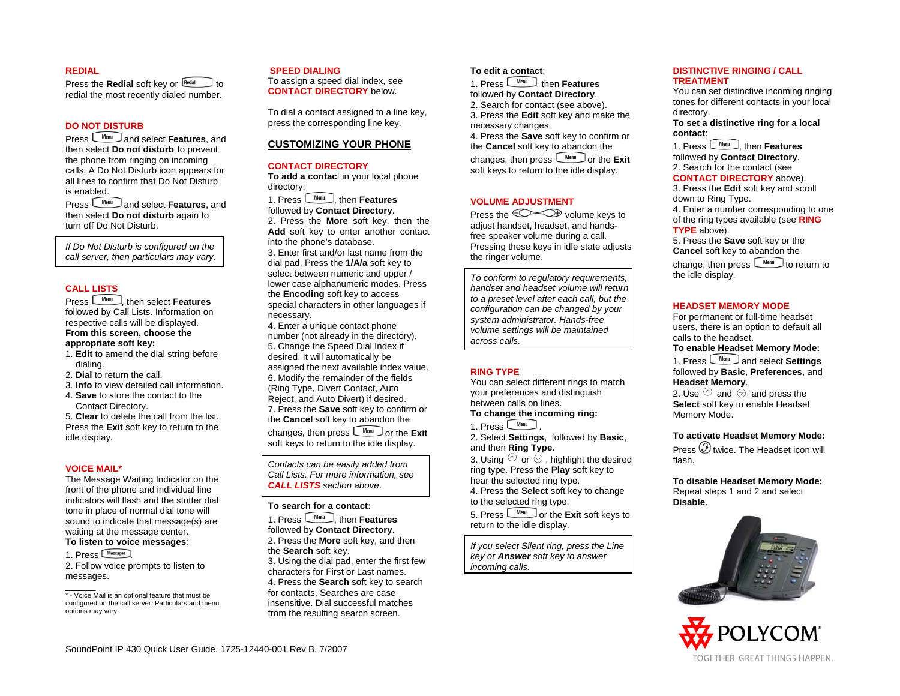## REDIAL

Press the **Redial** soft key or [Redial] to redial the most recently dialed number.

## DO NOT DISTURB

Press [Menu] and select **Features**, and then select **Do not disturb** to prevent the phone from ringing on incoming calls. A Do Not Disturb icon appears for all lines to confirm that Do Not Disturb is enabled.

Press [Menu] and select **Features**, and then select **Do not disturb** again to turn off Do Not Disturb.

> *If Do Not Disturb is configured on the call server, then particulars may vary.*

## CALL LISTS

Press [Menu], then select **Features** followed by Call Lists. Information on respective calls will be displayed.

**From this screen, choose the appropriate soft key:**

1. **Edit** to amend the dial string before dialing.
2. **Dial** to return the call.
3. **Info** to view detailed call information.
4. **Save** to store the contact to the Contact Directory.
5. **Clear** to delete the call from the list.

Press the **Exit** soft key to return to the idle display.

## VOICE MAIL*

The Message Waiting Indicator on the front of the phone and individual line indicators will flash and the stutter dial tone in place of normal dial tone will sound to indicate that message(s) are waiting at the message center.

**To listen to voice messages**:

1. Press [Messages].
2. Follow voice prompts to listen to messages.

\* - Voice Mail is an optional feature that must be configured on the call server. Particulars and menu options may vary.

## SPEED DIALING

To assign a speed dial index, see **CONTACT DIRECTORY** below.

To dial a contact assigned to a line key, press the corresponding line key.

# CUSTOMIZING YOUR PHONE

## CONTACT DIRECTORY

**To add a contact** in your local phone directory:

1. Press [Menu], then **Features** followed by **Contact Directory**.
2. Press the **More** soft key, then the **Add** soft key to enter another contact into the phone's database.
3. Enter first and/or last name from the dial pad. Press the **1/A/a** soft key to select between numeric and upper / lower case alphanumeric modes. Press the **Encoding** soft key to access special characters in other languages if necessary.
4. Enter a unique contact phone number (not already in the directory).
5. Change the Speed Dial Index if desired. It will automatically be assigned the next available index value.
6. Modify the remainder of the fields (Ring Type, Divert Contact, Auto Reject, and Auto Divert) if desired.
7. Press the **Save** soft key to confirm or the **Cancel** soft key to abandon the changes, then press [Menu] or the **Exit** soft keys to return to the idle display.

> *Contacts can be easily added from Call Lists. For more information, see **CALL LISTS** section above.*

**To search for a contact:**

1. Press [Menu], then **Features** followed by **Contact Directory**.
2. Press the **More** soft key, and then the **Search** soft key.
3. Using the dial pad, enter the first few characters for First or Last names.
4. Press the **Search** soft key to search for contacts. Searches are case insensitive. Dial successful matches from the resulting search screen.

**To edit a contact**:

1. Press [Menu], then **Features** followed by **Contact Directory**.
2. Search for contact (see above).
3. Press the **Edit** soft key and make the necessary changes.
4. Press the **Save** soft key to confirm or the **Cancel** soft key to abandon the changes, then press [Menu] or the **Exit** soft keys to return to the idle display.

## VOLUME ADJUSTMENT

Press the [volume] volume keys to adjust handset, headset, and hands-free speaker volume during a call. Pressing these keys in idle state adjusts the ringer volume.

> *To conform to regulatory requirements, handset and headset volume will return to a preset level after each call, but the configuration can be changed by your system administrator. Hands-free volume settings will be maintained across calls.*

## RING TYPE

You can select different rings to match your preferences and distinguish between calls on lines.

**To change the incoming ring:**

1. Press [Menu].
2. Select **Settings**, followed by **Basic**, and then **Ring Type**.
3. Using [up] or [down], highlight the desired ring type. Press the **Play** soft key to hear the selected ring type.
4. Press the **Select** soft key to change to the selected ring type.
5. Press [Menu] or the **Exit** soft keys to return to the idle display.

> *If you select Silent ring, press the Line key or **Answer** soft key to answer incoming calls.*

## DISTINCTIVE RINGING / CALL TREATMENT

You can set distinctive incoming ringing tones for different contacts in your local directory.

**To set a distinctive ring for a local contact**:

1. Press [Menu], then **Features** followed by **Contact Directory**.
2. Search for the contact (see **CONTACT DIRECTORY** above).
3. Press the **Edit** soft key and scroll down to Ring Type.
4. Enter a number corresponding to one of the ring types available (see **RING TYPE** above).
5. Press the **Save** soft key or the **Cancel** soft key to abandon the change, then press [Menu] to return to the idle display.

## HEADSET MEMORY MODE

For permanent or full-time headset users, there is an option to default all calls to the headset.

**To enable Headset Memory Mode:**

1. Press [Menu] and select **Settings** followed by **Basic**, **Preferences**, and **Headset Memory**.
2. Use [up] and [down] and press the **Select** soft key to enable Headset Memory Mode.

**To activate Headset Memory Mode:**

Press [Headset] twice. The Headset icon will flash.

**To disable Headset Memory Mode:**

Repeat steps 1 and 2 and select **Disable**.

POLYCOM
TOGETHER, GREAT THINGS HAPPEN.

SoundPoint IP 430 Quick User Guide. 1725-12440-001 Rev B. 7/2007